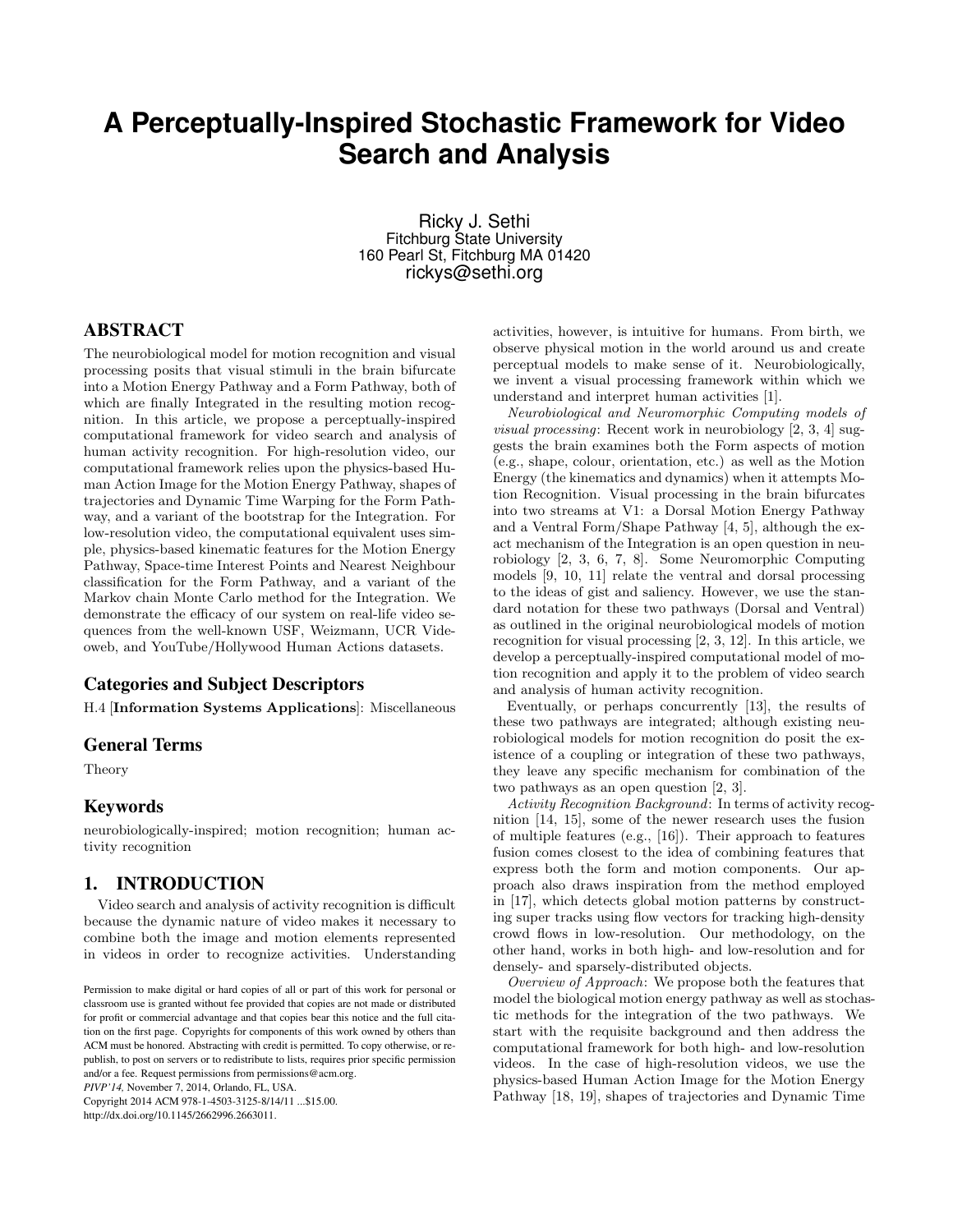# A Perceptually-Inspired Stochastic Framework for Video Search and Analysis

Ricky J. Sethi
Fitchburg State University
160 Pearl St, Fitchburg MA 01420
rickys@sethi.org

## ABSTRACT

The neurobiological model for motion recognition and visual processing posits that visual stimuli in the brain bifurcate into a Motion Energy Pathway and a Form Pathway, both of which are finally Integrated in the resulting motion recognition. In this article, we propose a perceptually-inspired computational framework for video search and analysis of human activity recognition. For high-resolution video, our computational framework relies upon the physics-based Human Action Image for the Motion Energy Pathway, shapes of trajectories and Dynamic Time Warping for the Form Pathway, and a variant of the bootstrap for the Integration. For low-resolution video, the computational equivalent uses simple, physics-based kinematic features for the Motion Energy Pathway, Space-time Interest Points and Nearest Neighbour classification for the Form Pathway, and a variant of the Markov chain Monte Carlo method for the Integration. We demonstrate the efficacy of our system on real-life video sequences from the well-known USF, Weizmann, UCR Videoweb, and YouTube/Hollywood Human Actions datasets.

### Categories and Subject Descriptors

H.4 [**Information Systems Applications**]: Miscellaneous

### General Terms

Theory

### Keywords

neurobiologically-inspired; motion recognition; human activity recognition

## 1. INTRODUCTION

Video search and analysis of activity recognition is difficult because the dynamic nature of video makes it necessary to combine both the image and motion elements represented in videos in order to recognize activities. Understanding activities, however, is intuitive for humans. From birth, we observe physical motion in the world around us and create perceptual models to make sense of it. Neurobiologically, we invent a visual processing framework within which we understand and interpret human activities [1].

*Neurobiological and Neuromorphic Computing models of visual processing*: Recent work in neurobiology [2, 3, 4] suggests the brain examines both the Form aspects of motion (e.g., shape, colour, orientation, etc.) as well as the Motion Energy (the kinematics and dynamics) when it attempts Motion Recognition. Visual processing in the brain bifurcates into two streams at V1: a Dorsal Motion Energy Pathway and a Ventral Form/Shape Pathway [4, 5], although the exact mechanism of the Integration is an open question in neurobiology [2, 3, 6, 7, 8]. Some Neuromorphic Computing models [9, 10, 11] relate the ventral and dorsal processing to the ideas of gist and saliency. However, we use the standard notation for these two pathways (Dorsal and Ventral) as outlined in the original neurobiological models of motion recognition for visual processing [2, 3, 12]. In this article, we develop a perceptually-inspired computational model of motion recognition and apply it to the problem of video search and analysis of human activity recognition.

Eventually, or perhaps concurrently [13], the results of these two pathways are integrated; although existing neurobiological models for motion recognition do posit the existence of a coupling or integration of these two pathways, they leave any specific mechanism for combination of the two pathways as an open question [2, 3].

*Activity Recognition Background*: In terms of activity recognition [14, 15], some of the newer research uses the fusion of multiple features (e.g., [16]). Their approach to features fusion comes closest to the idea of combining features that express both the form and motion components. Our approach also draws inspiration from the method employed in [17], which detects global motion patterns by constructing super tracks using flow vectors for tracking high-density crowd flows in low-resolution. Our methodology, on the other hand, works in both high- and low-resolution and for densely- and sparsely-distributed objects.

*Overview of Approach*: We propose both the features that model the biological motion energy pathway as well as stochastic methods for the integration of the two pathways. We start with the requisite background and then address the computational framework for both high- and low-resolution videos. In the case of high-resolution videos, we use the physics-based Human Action Image for the Motion Energy Pathway [18, 19], shapes of trajectories and Dynamic Time

Permission to make digital or hard copies of all or part of this work for personal or classroom use is granted without fee provided that copies are not made or distributed for profit or commercial advantage and that copies bear this notice and the full citation on the first page. Copyrights for components of this work owned by others than ACM must be honored. Abstracting with credit is permitted. To copy otherwise, or republish, to post on servers or to redistribute to lists, requires prior specific permission and/or a fee. Request permissions from permissions@acm.org.
*PIVP'14,* November 7, 2014, Orlando, FL, USA.
Copyright 2014 ACM 978-1-4503-3125-8/14/11 ...$15.00.
http://dx.doi.org/10.1145/2662996.2663011.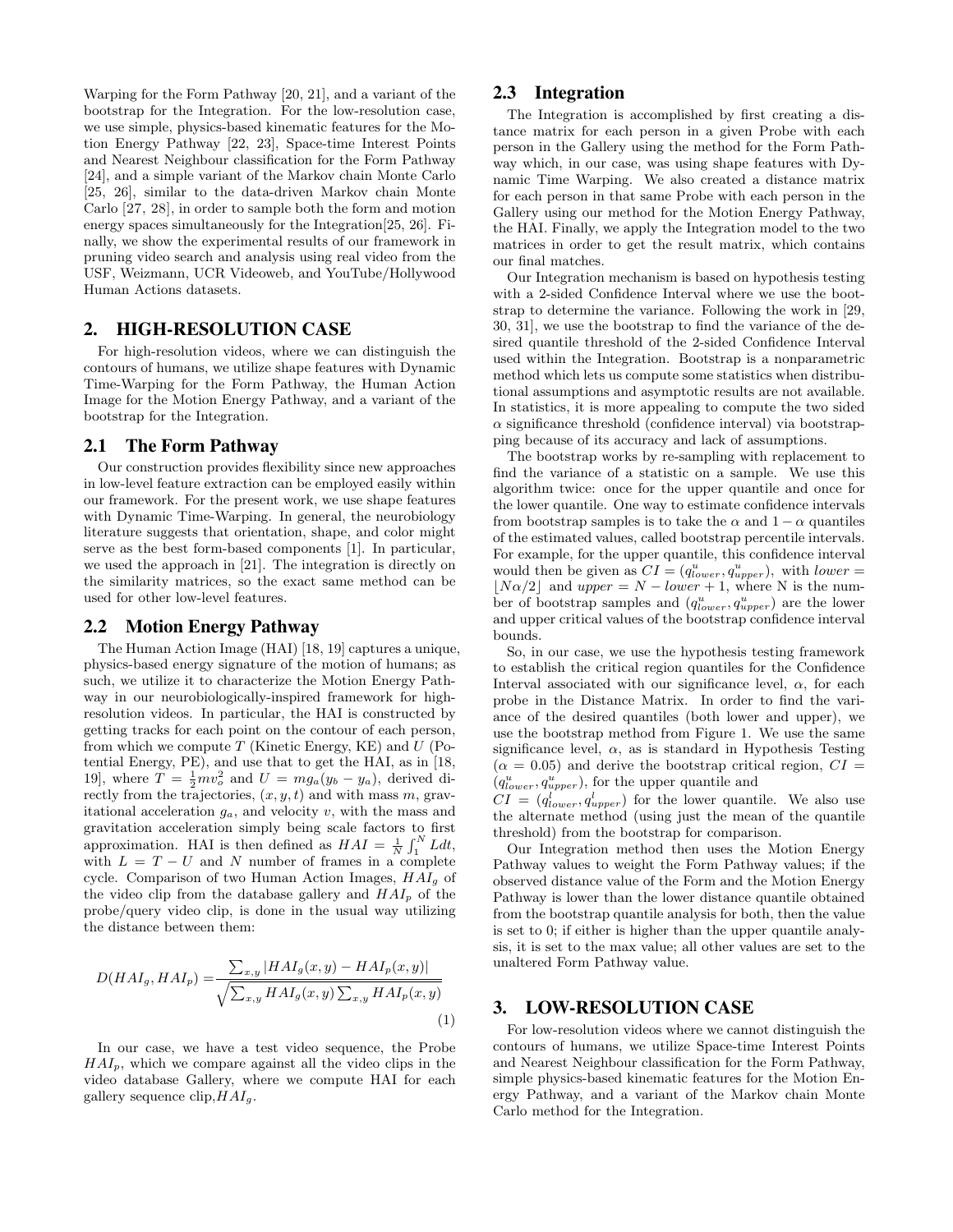Warping for the Form Pathway [20, 21], and a variant of the bootstrap for the Integration. For the low-resolution case, we use simple, physics-based kinematic features for the Motion Energy Pathway [22, 23], Space-time Interest Points and Nearest Neighbour classification for the Form Pathway [24], and a simple variant of the Markov chain Monte Carlo [25, 26], similar to the data-driven Markov chain Monte Carlo [27, 28], in order to sample both the form and motion energy spaces simultaneously for the Integration[25, 26]. Finally, we show the experimental results of our framework in pruning video search and analysis using real video from the USF, Weizmann, UCR Videoweb, and YouTube/Hollywood Human Actions datasets.

## 2. HIGH-RESOLUTION CASE

For high-resolution videos, where we can distinguish the contours of humans, we utilize shape features with Dynamic Time-Warping for the Form Pathway, the Human Action Image for the Motion Energy Pathway, and a variant of the bootstrap for the Integration.

### 2.1 The Form Pathway

Our construction provides flexibility since new approaches in low-level feature extraction can be employed easily within our framework. For the present work, we use shape features with Dynamic Time-Warping. In general, the neurobiology literature suggests that orientation, shape, and color might serve as the best form-based components [1]. In particular, we used the approach in [21]. The integration is directly on the similarity matrices, so the exact same method can be used for other low-level features.

### 2.2 Motion Energy Pathway

The Human Action Image (HAI) [18, 19] captures a unique, physics-based energy signature of the motion of humans; as such, we utilize it to characterize the Motion Energy Pathway in our neurobiologically-inspired framework for high-resolution videos. In particular, the HAI is constructed by getting tracks for each point on the contour of each person, from which we compute $T$ (Kinetic Energy, KE) and $U$ (Potential Energy, PE), and use that to get the HAI, as in [18, 19], where $T = \frac{1}{2}mv_o^2$ and $U = mg_a(y_b - y_a)$, derived directly from the trajectories, $(x, y, t)$ and with mass $m$, gravitational acceleration $g_a$, and velocity $v$, with the mass and gravitation acceleration simply being scale factors to first approximation. HAI is then defined as $HAI = \frac{1}{N}\int_1^N L dt$, with $L = T - U$ and $N$ number of frames in a complete cycle. Comparison of two Human Action Images, $HAI_g$ of the video clip from the database gallery and $HAI_p$ of the probe/query video clip, is done in the usual way utilizing the distance between them:

$$D(HAI_g, HAI_p) = \frac{\sum_{x,y} |HAI_g(x,y) - HAI_p(x,y)|}{\sqrt{\sum_{x,y} HAI_g(x,y) \sum_{x,y} HAI_p(x,y)}} \tag{1}$$

In our case, we have a test video sequence, the Probe $HAI_p$, which we compare against all the video clips in the video database Gallery, where we compute HAI for each gallery sequence clip,$HAI_g$.

### 2.3 Integration

The Integration is accomplished by first creating a distance matrix for each person in a given Probe with each person in the Gallery using the method for the Form Pathway which, in our case, was using shape features with Dynamic Time Warping. We also created a distance matrix for each person in that same Probe with each person in the Gallery using our method for the Motion Energy Pathway, the HAI. Finally, we apply the Integration model to the two matrices in order to get the result matrix, which contains our final matches.

Our Integration mechanism is based on hypothesis testing with a 2-sided Confidence Interval where we use the bootstrap to determine the variance. Following the work in [29, 30, 31], we use the bootstrap to find the variance of the desired quantile threshold of the 2-sided Confidence Interval used within the Integration. Bootstrap is a nonparametric method which lets us compute some statistics when distributional assumptions and asymptotic results are not available. In statistics, it is more appealing to compute the two sided $\alpha$ significance threshold (confidence interval) via bootstrapping because of its accuracy and lack of assumptions.

The bootstrap works by re-sampling with replacement to find the variance of a statistic on a sample. We use this algorithm twice: once for the upper quantile and once for the lower quantile. One way to estimate confidence intervals from bootstrap samples is to take the $\alpha$ and $1 - \alpha$ quantiles of the estimated values, called bootstrap percentile intervals. For example, for the upper quantile, this confidence interval would then be given as $CI = (q^u_{lower}, q^u_{upper})$, with $lower = \lfloor N\alpha/2 \rfloor$ and $upper = N - lower + 1$, where N is the number of bootstrap samples and $(q^u_{lower}, q^u_{upper})$ are the lower and upper critical values of the bootstrap confidence interval bounds.

So, in our case, we use the hypothesis testing framework to establish the critical region quantiles for the Confidence Interval associated with our significance level, $\alpha$, for each probe in the Distance Matrix. In order to find the variance of the desired quantiles (both lower and upper), we use the bootstrap method from Figure 1. We use the same significance level, $\alpha$, as is standard in Hypothesis Testing ($\alpha = 0.05$) and derive the bootstrap critical region, $CI = (q^u_{lower}, q^u_{upper})$, for the upper quantile and $CI = (q^l_{lower}, q^l_{upper})$ for the lower quantile. We also use the alternate method (using just the mean of the quantile threshold) from the bootstrap for comparison.

Our Integration method then uses the Motion Energy Pathway values to weight the Form Pathway values; if the observed distance value of the Form and the Motion Energy Pathway is lower than the lower distance quantile obtained from the bootstrap quantile analysis for both, then the value is set to 0; if either is higher than the upper quantile analysis, it is set to the max value; all other values are set to the unaltered Form Pathway value.

## 3. LOW-RESOLUTION CASE

For low-resolution videos where we cannot distinguish the contours of humans, we utilize Space-time Interest Points and Nearest Neighbour classification for the Form Pathway, simple physics-based kinematic features for the Motion Energy Pathway, and a variant of the Markov chain Monte Carlo method for the Integration.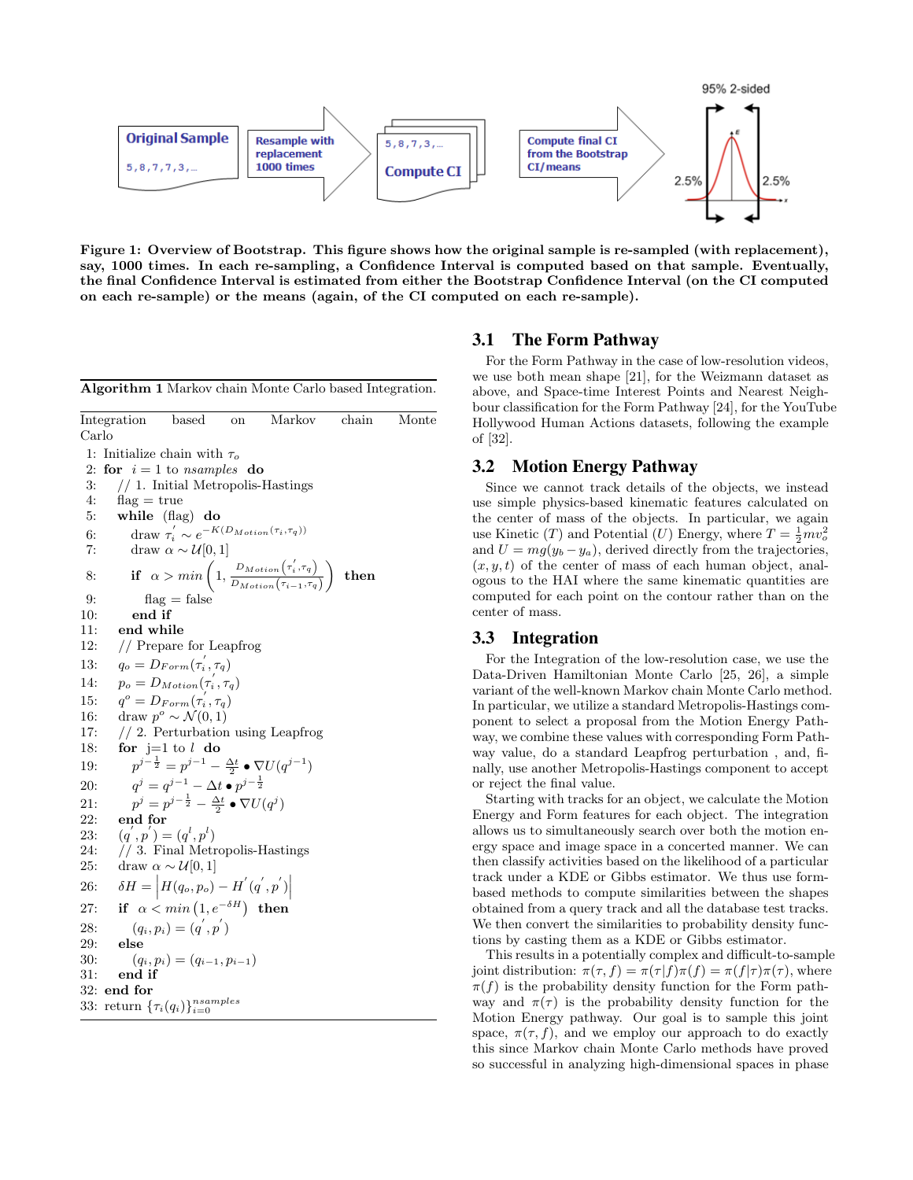**Figure 1: Overview of Bootstrap. This figure shows how the original sample is re-sampled (with replacement), say, 1000 times. In each re-sampling, a Confidence Interval is computed based on that sample. Eventually, the final Confidence Interval is estimated from either the Bootstrap Confidence Interval (on the CI computed on each re-sample) or the means (again, of the CI computed on each re-sample).**

---

**Algorithm 1** Markov chain Monte Carlo based Integration.

---

Integration based on Markov chain Monte Carlo

1: Initialize chain with $\tau_o$
2: **for** $i = 1$ to *nsamples* **do**
3: &nbsp;&nbsp;// 1. Initial Metropolis-Hastings
4: &nbsp;&nbsp;flag = true
5: &nbsp;&nbsp;**while** (flag) **do**
6: &nbsp;&nbsp;&nbsp;&nbsp;draw $\tau_i^{'} \sim e^{-K(D_{Motion}(\tau_i,\tau_q))}$
7: &nbsp;&nbsp;&nbsp;&nbsp;draw $\alpha \sim \mathcal{U}[0,1]$
8: &nbsp;&nbsp;&nbsp;&nbsp;**if** $\alpha > min\left(1, \frac{D_{Motion}(\tau_i^{'},\tau_q)}{D_{Motion}(\tau_{i-1},\tau_q)}\right)$ **then**
9: &nbsp;&nbsp;&nbsp;&nbsp;&nbsp;&nbsp;flag = false
10: &nbsp;&nbsp;&nbsp;&nbsp;**end if**
11: &nbsp;&nbsp;**end while**
12: &nbsp;&nbsp;// Prepare for Leapfrog
13: &nbsp;&nbsp;$q_o = D_{Form}(\tau_i^{'},\tau_q)$
14: &nbsp;&nbsp;$p_o = D_{Motion}(\tau_i^{'},\tau_q)$
15: &nbsp;&nbsp;$q^o = D_{Form}(\tau_i^{'},\tau_q)$
16: &nbsp;&nbsp;draw $p^o \sim \mathcal{N}(0,1)$
17: &nbsp;&nbsp;// 2. Perturbation using Leapfrog
18: &nbsp;&nbsp;**for** j=1 to $l$ **do**
19: &nbsp;&nbsp;&nbsp;&nbsp;$p^{j-\frac{1}{2}} = p^{j-1} - \frac{\Delta t}{2} \bullet \nabla U(q^{j-1})$
20: &nbsp;&nbsp;&nbsp;&nbsp;$q^j = q^{j-1} - \Delta t \bullet p^{j-\frac{1}{2}}$
21: &nbsp;&nbsp;&nbsp;&nbsp;$p^j = p^{j-\frac{1}{2}} - \frac{\Delta t}{2} \bullet \nabla U(q^j)$
22: &nbsp;&nbsp;**end for**
23: &nbsp;&nbsp;$(q^{'}, p^{'}) = (q^l, p^l)$
24: &nbsp;&nbsp;// 3. Final Metropolis-Hastings
25: &nbsp;&nbsp;draw $\alpha \sim \mathcal{U}[0,1]$
26: &nbsp;&nbsp;$\delta H = \left|H(q_o,p_o) - H^{'}(q^{'},p^{'})\right|$
27: &nbsp;&nbsp;**if** $\alpha < min\left(1, e^{-\delta H}\right)$ **then**
28: &nbsp;&nbsp;&nbsp;&nbsp;$(q_i, p_i) = (q^{'}, p^{'})$
29: &nbsp;&nbsp;**else**
30: &nbsp;&nbsp;&nbsp;&nbsp;$(q_i, p_i) = (q_{i-1}, p_{i-1})$
31: &nbsp;&nbsp;**end if**
32: **end for**
33: return $\{\tau_i(q_i)\}_{i=0}^{nsamples}$

---

## 3.1 The Form Pathway

For the Form Pathway in the case of low-resolution videos, we use both mean shape [21], for the Weizmann dataset as above, and Space-time Interest Points and Nearest Neighbour classification for the Form Pathway [24], for the YouTube Hollywood Human Actions datasets, following the example of [32].

## 3.2 Motion Energy Pathway

Since we cannot track details of the objects, we instead use simple physics-based kinematic features calculated on the center of mass of the objects. In particular, we again use Kinetic ($T$) and Potential ($U$) Energy, where $T = \frac{1}{2}mv_o^2$ and $U = mg(y_b - y_a)$, derived directly from the trajectories, $(x, y, t)$ of the center of mass of each human object, analogous to the HAI where the same kinematic quantities are computed for each point on the contour rather than on the center of mass.

## 3.3 Integration

For the Integration of the low-resolution case, we use the Data-Driven Hamiltonian Monte Carlo [25, 26], a simple variant of the well-known Markov chain Monte Carlo method. In particular, we utilize a standard Metropolis-Hastings component to select a proposal from the Motion Energy Pathway, we combine these values with corresponding Form Pathway value, do a standard Leapfrog perturbation , and, finally, use another Metropolis-Hastings component to accept or reject the final value.

Starting with tracks for an object, we calculate the Motion Energy and Form features for each object. The integration allows us to simultaneously search over both the motion energy space and image space in a concerted manner. We can then classify activities based on the likelihood of a particular track under a KDE or Gibbs estimator. We thus use form-based methods to compute similarities between the shapes obtained from a query track and all the database test tracks. We then convert the similarities to probability density functions by casting them as a KDE or Gibbs estimator.

This results in a potentially complex and difficult-to-sample joint distribution: $\pi(\tau, f) = \pi(\tau|f)\pi(f) = \pi(f|\tau)\pi(\tau)$, where $\pi(f)$ is the probability density function for the Form pathway and $\pi(\tau)$ is the probability density function for the Motion Energy pathway. Our goal is to sample this joint space, $\pi(\tau, f)$, and we employ our approach to do exactly this since Markov chain Monte Carlo methods have proved so successful in analyzing high-dimensional spaces in phase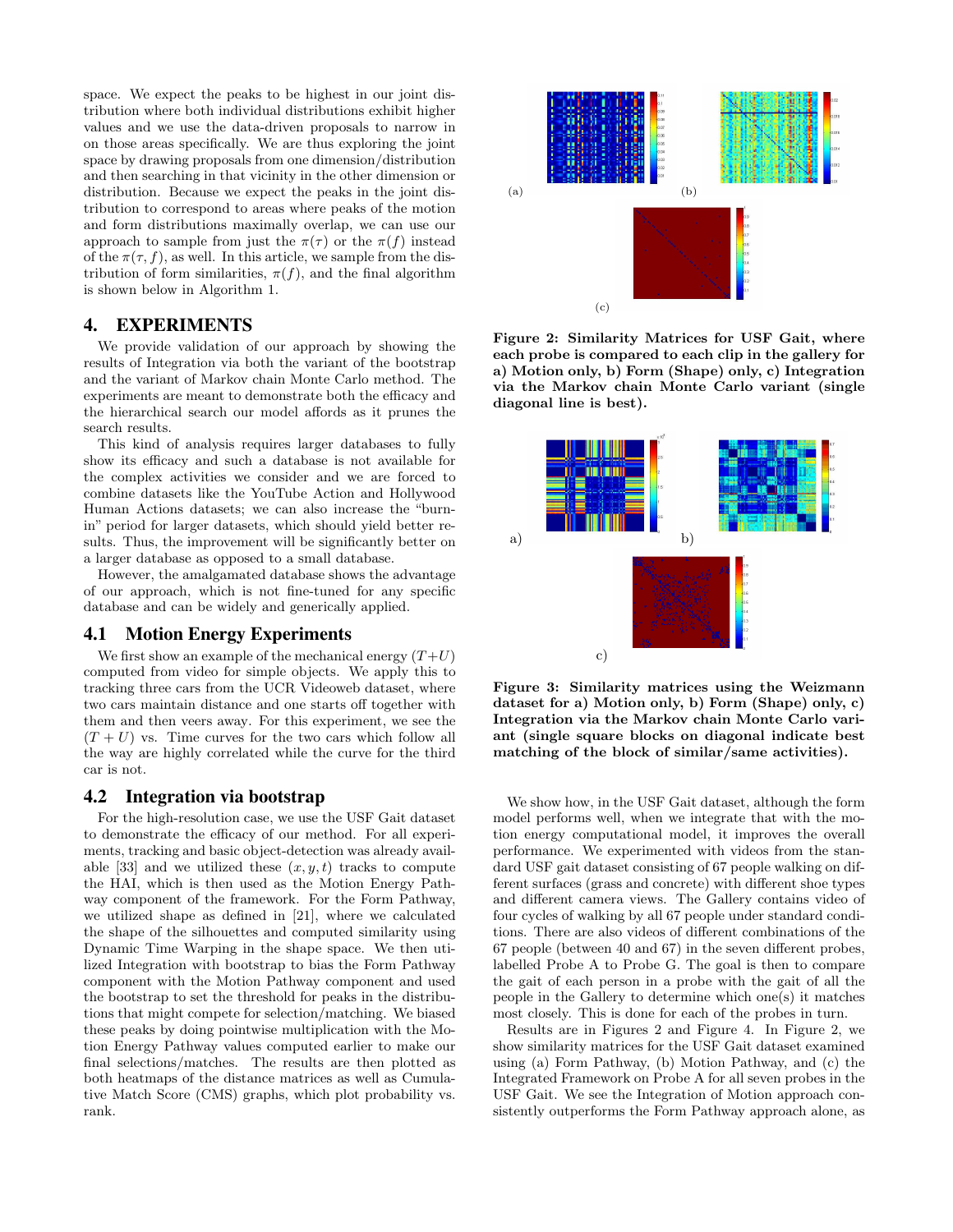space. We expect the peaks to be highest in our joint distribution where both individual distributions exhibit higher values and we use the data-driven proposals to narrow in on those areas specifically. We are thus exploring the joint space by drawing proposals from one dimension/distribution and then searching in that vicinity in the other dimension or distribution. Because we expect the peaks in the joint distribution to correspond to areas where peaks of the motion and form distributions maximally overlap, we can use our approach to sample from just the $\pi(\tau)$ or the $\pi(f)$ instead of the $\pi(\tau, f)$, as well. In this article, we sample from the distribution of form similarities, $\pi(f)$, and the final algorithm is shown below in Algorithm 1.

## 4. EXPERIMENTS

We provide validation of our approach by showing the results of Integration via both the variant of the bootstrap and the variant of Markov chain Monte Carlo method. The experiments are meant to demonstrate both the efficacy and the hierarchical search our model affords as it prunes the search results.

This kind of analysis requires larger databases to fully show its efficacy and such a database is not available for the complex activities we consider and we are forced to combine datasets like the YouTube Action and Hollywood Human Actions datasets; we can also increase the "burn-in" period for larger datasets, which should yield better results. Thus, the improvement will be significantly better on a larger database as opposed to a small database.

However, the amalgamated database shows the advantage of our approach, which is not fine-tuned for any specific database and can be widely and generically applied.

### 4.1 Motion Energy Experiments

We first show an example of the mechanical energy $(T+U)$ computed from video for simple objects. We apply this to tracking three cars from the UCR Videoweb dataset, where two cars maintain distance and one starts off together with them and then veers away. For this experiment, we see the $(T+U)$ vs. Time curves for the two cars which follow all the way are highly correlated while the curve for the third car is not.

### 4.2 Integration via bootstrap

For the high-resolution case, we use the USF Gait dataset to demonstrate the efficacy of our method. For all experiments, tracking and basic object-detection was already available [33] and we utilized these $(x, y, t)$ tracks to compute the HAI, which is then used as the Motion Energy Pathway component of the framework. For the Form Pathway, we utilized shape as defined in [21], where we calculated the shape of the silhouettes and computed similarity using Dynamic Time Warping in the shape space. We then utilized Integration with bootstrap to bias the Form Pathway component with the Motion Pathway component and used the bootstrap to set the threshold for peaks in the distributions that might compete for selection/matching. We biased these peaks by doing pointwise multiplication with the Motion Energy Pathway values computed earlier to make our final selections/matches. The results are then plotted as both heatmaps of the distance matrices as well as Cumulative Match Score (CMS) graphs, which plot probability vs. rank.

**Figure 2: Similarity Matrices for USF Gait, where each probe is compared to each clip in the gallery for a) Motion only, b) Form (Shape) only, c) Integration via the Markov chain Monte Carlo variant (single diagonal line is best).**

**Figure 3: Similarity matrices using the Weizmann dataset for a) Motion only, b) Form (Shape) only, c) Integration via the Markov chain Monte Carlo variant (single square blocks on diagonal indicate best matching of the block of similar/same activities).**

We show how, in the USF Gait dataset, although the form model performs well, when we integrate that with the motion energy computational model, it improves the overall performance. We experimented with videos from the standard USF gait dataset consisting of 67 people walking on different surfaces (grass and concrete) with different shoe types and different camera views. The Gallery contains video of four cycles of walking by all 67 people under standard conditions. There are also videos of different combinations of the 67 people (between 40 and 67) in the seven different probes, labelled Probe A to Probe G. The goal is then to compare the gait of each person in a probe with the gait of all the people in the Gallery to determine which one(s) it matches most closely. This is done for each of the probes in turn.

Results are in Figures 2 and Figure 4. In Figure 2, we show similarity matrices for the USF Gait dataset examined using (a) Form Pathway, (b) Motion Pathway, and (c) the Integrated Framework on Probe A for all seven probes in the USF Gait. We see the Integration of Motion approach consistently outperforms the Form Pathway approach alone, as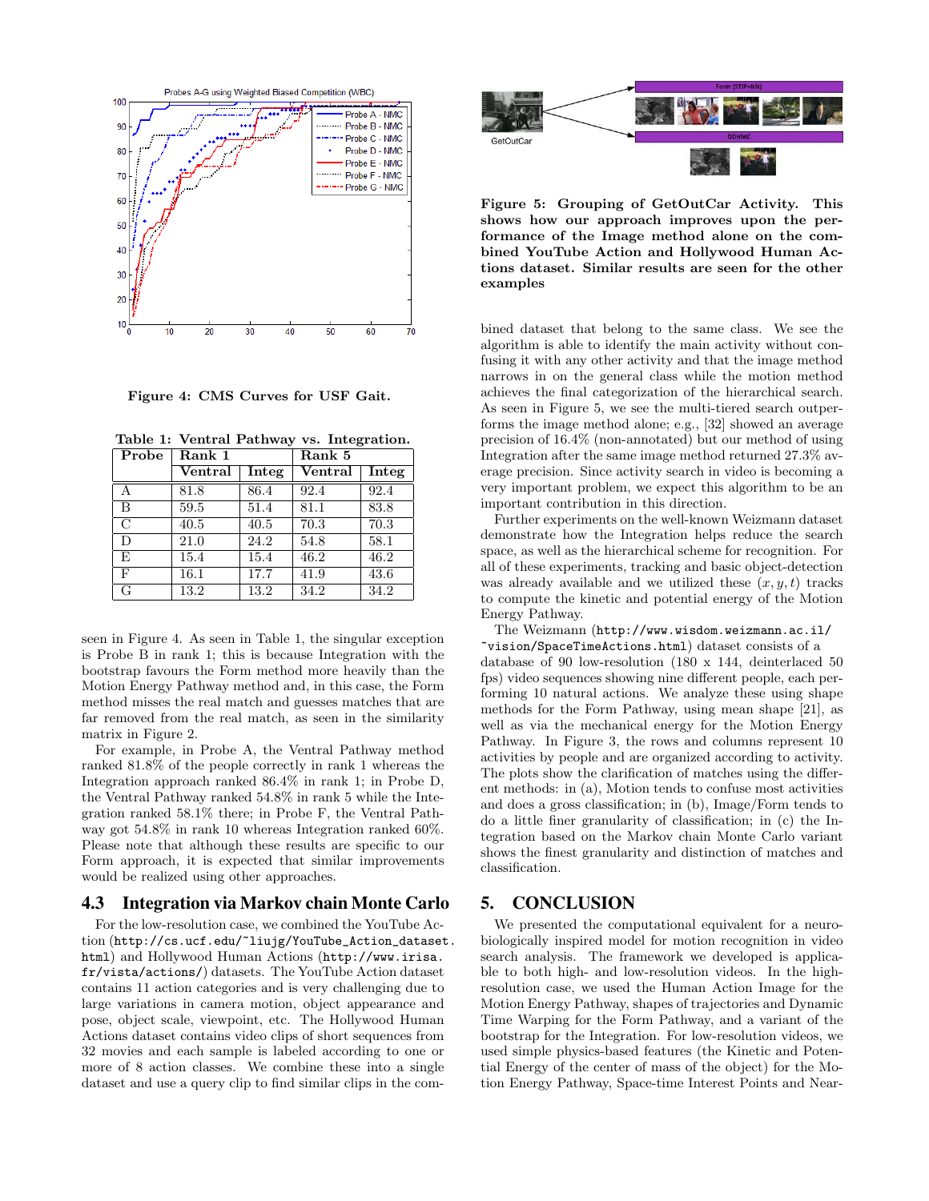Figure 4: CMS Curves for USF Gait.

Table 1: Ventral Pathway vs. Integration.

| Probe | Rank 1 | | Rank 5 | |
|---|---|---|---|---|
| | Ventral | Integ | Ventral | Integ |
| A | 81.8 | 86.4 | 92.4 | 92.4 |
| B | 59.5 | 51.4 | 81.1 | 83.8 |
| C | 40.5 | 40.5 | 70.3 | 70.3 |
| D | 21.0 | 24.2 | 54.8 | 58.1 |
| E | 15.4 | 15.4 | 46.2 | 46.2 |
| F | 16.1 | 17.7 | 41.9 | 43.6 |
| G | 13.2 | 13.2 | 34.2 | 34.2 |

seen in Figure 4. As seen in Table 1, the singular exception is Probe B in rank 1; this is because Integration with the bootstrap favours the Form method more heavily than the Motion Energy Pathway method and, in this case, the Form method misses the real match and guesses matches that are far removed from the real match, as seen in the similarity matrix in Figure 2.

For example, in Probe A, the Ventral Pathway method ranked 81.8% of the people correctly in rank 1 whereas the Integration approach ranked 86.4% in rank 1; in Probe D, the Ventral Pathway ranked 54.8% in rank 5 while the Integration ranked 58.1% there; in Probe F, the Ventral Pathway got 54.8% in rank 10 whereas Integration ranked 60%. Please note that although these results are specific to our Form approach, it is expected that similar improvements would be realized using other approaches.

## 4.3 Integration via Markov chain Monte Carlo

For the low-resolution case, we combined the YouTube Action (http://cs.ucf.edu/~liujg/YouTube_Action_dataset.html) and Hollywood Human Actions (http://www.irisa.fr/vista/actions/) datasets. The YouTube Action dataset contains 11 action categories and is very challenging due to large variations in camera motion, object appearance and pose, object scale, viewpoint, etc. The Hollywood Human Actions dataset contains video clips of short sequences from 32 movies and each sample is labeled according to one or more of 8 action classes. We combine these into a single dataset and use a query clip to find similar clips in the combined dataset that belong to the same class. We see the algorithm is able to identify the main activity without confusing it with any other activity and that the image method narrows in on the general class while the motion method achieves the final categorization of the hierarchical search. As seen in Figure 5, we see the multi-tiered search outperforms the image method alone; e.g., [32] showed an average precision of 16.4% (non-annotated) but our method of using Integration after the same image method returned 27.3% average precision. Since activity search in video is becoming a very important problem, we expect this algorithm to be an important contribution in this direction.

**Figure 5: Grouping of GetOutCar Activity. This shows how our approach improves upon the performance of the Image method alone on the combined YouTube Action and Hollywood Human Actions dataset. Similar results are seen for the other examples**

Further experiments on the well-known Weizmann dataset demonstrate how the Integration helps reduce the search space, as well as the hierarchical scheme for recognition. For all of these experiments, tracking and basic object-detection was already available and we utilized these $(x, y, t)$ tracks to compute the kinetic and potential energy of the Motion Energy Pathway.

The Weizmann (http://www.wisdom.weizmann.ac.il/~vision/SpaceTimeActions.html) dataset consists of a database of 90 low-resolution (180 x 144, deinterlaced 50 fps) video sequences showing nine different people, each performing 10 natural actions. We analyze these using shape methods for the Form Pathway, using mean shape [21], as well as via the mechanical energy for the Motion Energy Pathway. In Figure 3, the rows and columns represent 10 activities by people and are organized according to activity. The plots show the clarification of matches using the different methods: in (a), Motion tends to confuse most activities and does a gross classification; in (b), Image/Form tends to do a little finer granularity of classification; in (c) the Integration based on the Markov chain Monte Carlo variant shows the finest granularity and distinction of matches and classification.

# 5. CONCLUSION

We presented the computational equivalent for a neurobiologically inspired model for motion recognition in video search analysis. The framework we developed is applicable to both high- and low-resolution videos. In the high-resolution case, we used the Human Action Image for the Motion Energy Pathway, shapes of trajectories and Dynamic Time Warping for the Form Pathway, and a variant of the bootstrap for the Integration. For low-resolution videos, we used simple physics-based features (the Kinetic and Potential Energy of the center of mass of the object) for the Motion Energy Pathway, Space-time Interest Points and Near-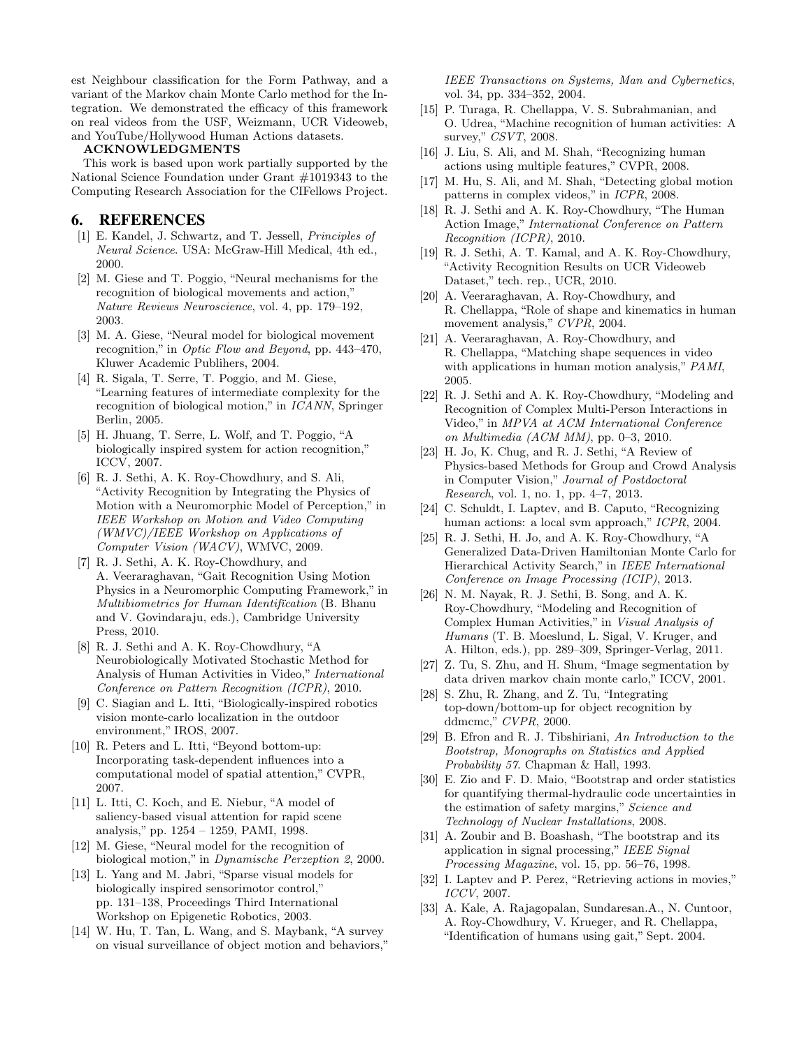est Neighbour classification for the Form Pathway, and a variant of the Markov chain Monte Carlo method for the Integration. We demonstrated the efficacy of this framework on real videos from the USF, Weizmann, UCR Videoweb, and YouTube/Hollywood Human Actions datasets.

**ACKNOWLEDGMENTS**

This work is based upon work partially supported by the National Science Foundation under Grant #1019343 to the Computing Research Association for the CIFellows Project.

## 6. REFERENCES

[1] E. Kandel, J. Schwartz, and T. Jessell, *Principles of Neural Science*. USA: McGraw-Hill Medical, 4th ed., 2000.

[2] M. Giese and T. Poggio, "Neural mechanisms for the recognition of biological movements and action," *Nature Reviews Neuroscience*, vol. 4, pp. 179–192, 2003.

[3] M. A. Giese, "Neural model for biological movement recognition," in *Optic Flow and Beyond*, pp. 443–470, Kluwer Academic Publihers, 2004.

[4] R. Sigala, T. Serre, T. Poggio, and M. Giese, "Learning features of intermediate complexity for the recognition of biological motion," in *ICANN*, Springer Berlin, 2005.

[5] H. Jhuang, T. Serre, L. Wolf, and T. Poggio, "A biologically inspired system for action recognition," ICCV, 2007.

[6] R. J. Sethi, A. K. Roy-Chowdhury, and S. Ali, "Activity Recognition by Integrating the Physics of Motion with a Neuromorphic Model of Perception," in *IEEE Workshop on Motion and Video Computing (WMVC)/IEEE Workshop on Applications of Computer Vision (WACV)*, WMVC, 2009.

[7] R. J. Sethi, A. K. Roy-Chowdhury, and A. Veeraraghavan, "Gait Recognition Using Motion Physics in a Neuromorphic Computing Framework," in *Multibiometrics for Human Identification* (B. Bhanu and V. Govindaraju, eds.), Cambridge University Press, 2010.

[8] R. J. Sethi and A. K. Roy-Chowdhury, "A Neurobiologically Motivated Stochastic Method for Analysis of Human Activities in Video," *International Conference on Pattern Recognition (ICPR)*, 2010.

[9] C. Siagian and L. Itti, "Biologically-inspired robotics vision monte-carlo localization in the outdoor environment," IROS, 2007.

[10] R. Peters and L. Itti, "Beyond bottom-up: Incorporating task-dependent influences into a computational model of spatial attention," CVPR, 2007.

[11] L. Itti, C. Koch, and E. Niebur, "A model of saliency-based visual attention for rapid scene analysis," pp. 1254 – 1259, PAMI, 1998.

[12] M. Giese, "Neural model for the recognition of biological motion," in *Dynamische Perzeption 2*, 2000.

[13] L. Yang and M. Jabri, "Sparse visual models for biologically inspired sensorimotor control," pp. 131–138, Proceedings Third International Workshop on Epigenetic Robotics, 2003.

[14] W. Hu, T. Tan, L. Wang, and S. Maybank, "A survey on visual surveillance of object motion and behaviors," *IEEE Transactions on Systems, Man and Cybernetics*, vol. 34, pp. 334–352, 2004.

[15] P. Turaga, R. Chellappa, V. S. Subrahmanian, and O. Udrea, "Machine recognition of human activities: A survey," *CSVT*, 2008.

[16] J. Liu, S. Ali, and M. Shah, "Recognizing human actions using multiple features," CVPR, 2008.

[17] M. Hu, S. Ali, and M. Shah, "Detecting global motion patterns in complex videos," in *ICPR*, 2008.

[18] R. J. Sethi and A. K. Roy-Chowdhury, "The Human Action Image," *International Conference on Pattern Recognition (ICPR)*, 2010.

[19] R. J. Sethi, A. T. Kamal, and A. K. Roy-Chowdhury, "Activity Recognition Results on UCR Videoweb Dataset," tech. rep., UCR, 2010.

[20] A. Veeraraghavan, A. Roy-Chowdhury, and R. Chellappa, "Role of shape and kinematics in human movement analysis," *CVPR*, 2004.

[21] A. Veeraraghavan, A. Roy-Chowdhury, and R. Chellappa, "Matching shape sequences in video with applications in human motion analysis," *PAMI*, 2005.

[22] R. J. Sethi and A. K. Roy-Chowdhury, "Modeling and Recognition of Complex Multi-Person Interactions in Video," in *MPVA at ACM International Conference on Multimedia (ACM MM)*, pp. 0–3, 2010.

[23] H. Jo, K. Chug, and R. J. Sethi, "A Review of Physics-based Methods for Group and Crowd Analysis in Computer Vision," *Journal of Postdoctoral Research*, vol. 1, no. 1, pp. 4–7, 2013.

[24] C. Schuldt, I. Laptev, and B. Caputo, "Recognizing human actions: a local svm approach," *ICPR*, 2004.

[25] R. J. Sethi, H. Jo, and A. K. Roy-Chowdhury, "A Generalized Data-Driven Hamiltonian Monte Carlo for Hierarchical Activity Search," in *IEEE International Conference on Image Processing (ICIP)*, 2013.

[26] N. M. Nayak, R. J. Sethi, B. Song, and A. K. Roy-Chowdhury, "Modeling and Recognition of Complex Human Activities," in *Visual Analysis of Humans* (T. B. Moeslund, L. Sigal, V. Kruger, and A. Hilton, eds.), pp. 289–309, Springer-Verlag, 2011.

[27] Z. Tu, S. Zhu, and H. Shum, "Image segmentation by data driven markov chain monte carlo," ICCV, 2001.

[28] S. Zhu, R. Zhang, and Z. Tu, "Integrating top-down/bottom-up for object recognition by ddmcmc," *CVPR*, 2000.

[29] B. Efron and R. J. Tibshiriani, *An Introduction to the Bootstrap, Monographs on Statistics and Applied Probability 57*. Chapman & Hall, 1993.

[30] E. Zio and F. D. Maio, "Bootstrap and order statistics for quantifying thermal-hydraulic code uncertainties in the estimation of safety margins," *Science and Technology of Nuclear Installations*, 2008.

[31] A. Zoubir and B. Boashash, "The bootstrap and its application in signal processing," *IEEE Signal Processing Magazine*, vol. 15, pp. 56–76, 1998.

[32] I. Laptev and P. Perez, "Retrieving actions in movies," *ICCV*, 2007.

[33] A. Kale, A. Rajagopalan, Sundaresan.A., N. Cuntoor, A. Roy-Chowdhury, V. Krueger, and R. Chellappa, "Identification of humans using gait," Sept. 2004.